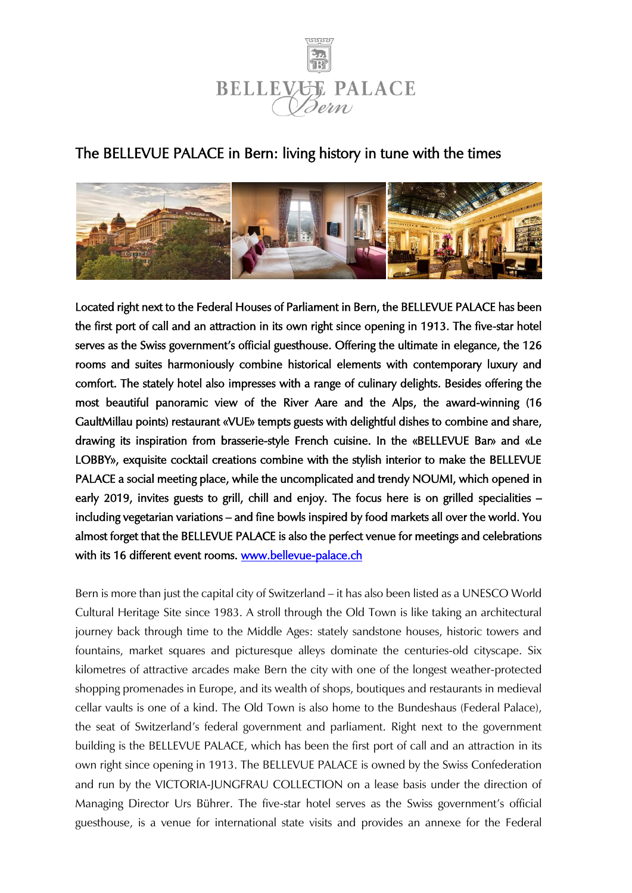# The BELLEVUE PALACE in Bern: living history in tune with the times

**Located right next to the Federal Houses of Parliament in Bern, the BELLEVUE PALACE has been the first port of call and an attraction in its own right since opening in 1913. The five-star hotel serves as the Swiss government's official guesthouse. Offering the ultimate in elegance, the 126 rooms and suites harmoniously combine historical elements with contemporary luxury and comfort. The stately hotel also impresses with a range of culinary delights. Besides offering the most beautiful panoramic view of the River Aare and the Alps, the award-winning (16 GaultMillau points) restaurant «VUE» tempts guests with delightful dishes to combine and share, drawing its inspiration from brasserie-style French cuisine. In the «BELLEVUE Bar» and «Le LOBBY», exquisite cocktail creations combine with the stylish interior to make the BELLEVUE PALACE a social meeting place, while the uncomplicated and trendy NOUMI, which opened in early 2019, invites guests to grill, chill and enjoy. The focus here is on grilled specialities – including vegetarian variations – and fine bowls inspired by food markets all over the world. You almost forget that the BELLEVUE PALACE is also the perfect venue for meetings and celebrations with its 16 different event rooms.** www.bellevue-palace.ch

Bern is more than just the capital city of Switzerland – it has also been listed as a UNESCO World Cultural Heritage Site since 1983. A stroll through the Old Town is like taking an architectural journey back through time to the Middle Ages: stately sandstone houses, historic towers and fountains, market squares and picturesque alleys dominate the centuries-old cityscape. Six kilometres of attractive arcades make Bern the city with one of the longest weather-protected shopping promenades in Europe, and its wealth of shops, boutiques and restaurants in medieval cellar vaults is one of a kind. The Old Town is also home to the Bundeshaus (Federal Palace), the seat of Switzerland's federal government and parliament. Right next to the government building is the BELLEVUE PALACE, which has been the first port of call and an attraction in its own right since opening in 1913. The BELLEVUE PALACE is owned by the Swiss Confederation and run by the VICTORIA-JUNGFRAU COLLECTION on a lease basis under the direction of Managing Director Urs Bührer. The five-star hotel serves as the Swiss government's official guesthouse, is a venue for international state visits and provides an annexe for the Federal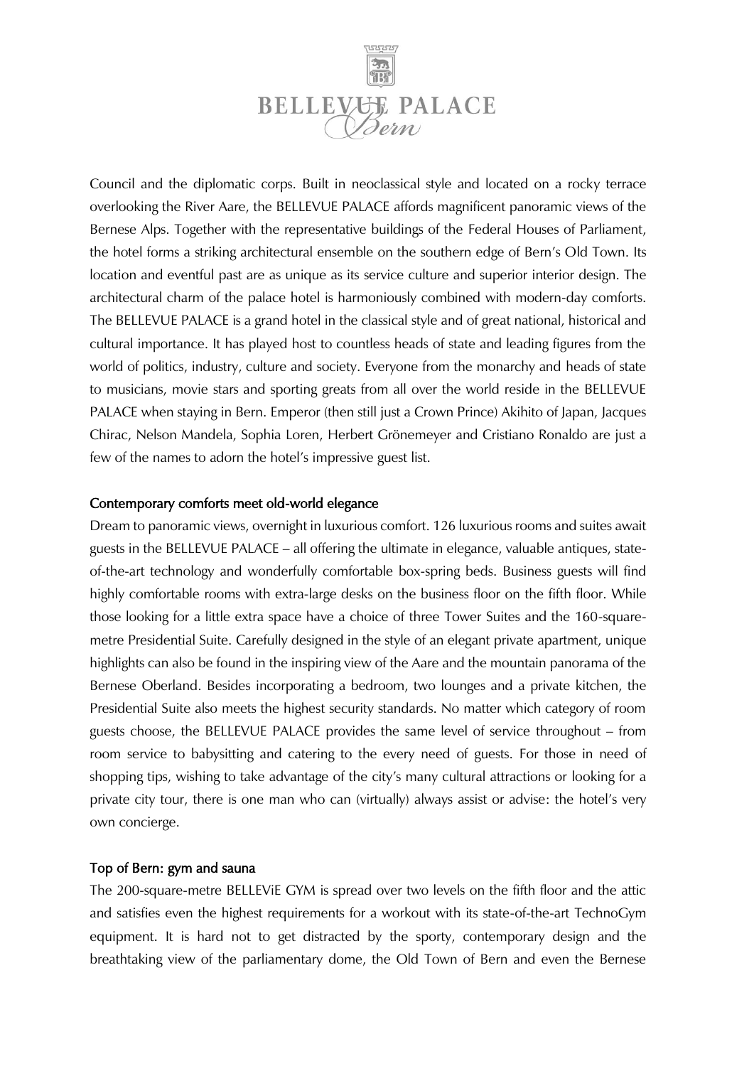Council and the diplomatic corps. Built in neoclassical style and located on a rocky terrace overlooking the River Aare, the BELLEVUE PALACE affords magnificent panoramic views of the Bernese Alps. Together with the representative buildings of the Federal Houses of Parliament, the hotel forms a striking architectural ensemble on the southern edge of Bern's Old Town. Its location and eventful past are as unique as its service culture and superior interior design. The architectural charm of the palace hotel is harmoniously combined with modern-day comforts. The BELLEVUE PALACE is a grand hotel in the classical style and of great national, historical and cultural importance. It has played host to countless heads of state and leading figures from the world of politics, industry, culture and society. Everyone from the monarchy and heads of state to musicians, movie stars and sporting greats from all over the world reside in the BELLEVUE PALACE when staying in Bern. Emperor (then still just a Crown Prince) Akihito of Japan, Jacques Chirac, Nelson Mandela, Sophia Loren, Herbert Grönemeyer and Cristiano Ronaldo are just a few of the names to adorn the hotel's impressive guest list.

## Contemporary comforts meet old-world elegance

Dream to panoramic views, overnight in luxurious comfort. 126 luxurious rooms and suites await guests in the BELLEVUE PALACE – all offering the ultimate in elegance, valuable antiques, state-of-the-art technology and wonderfully comfortable box-spring beds. Business guests will find highly comfortable rooms with extra-large desks on the business floor on the fifth floor. While those looking for a little extra space have a choice of three Tower Suites and the 160-square-metre Presidential Suite. Carefully designed in the style of an elegant private apartment, unique highlights can also be found in the inspiring view of the Aare and the mountain panorama of the Bernese Oberland. Besides incorporating a bedroom, two lounges and a private kitchen, the Presidential Suite also meets the highest security standards. No matter which category of room guests choose, the BELLEVUE PALACE provides the same level of service throughout – from room service to babysitting and catering to the every need of guests. For those in need of shopping tips, wishing to take advantage of the city's many cultural attractions or looking for a private city tour, there is one man who can (virtually) always assist or advise: the hotel's very own concierge.

## Top of Bern: gym and sauna

The 200-square-metre BELLEViE GYM is spread over two levels on the fifth floor and the attic and satisfies even the highest requirements for a workout with its state-of-the-art TechnoGym equipment. It is hard not to get distracted by the sporty, contemporary design and the breathtaking view of the parliamentary dome, the Old Town of Bern and even the Bernese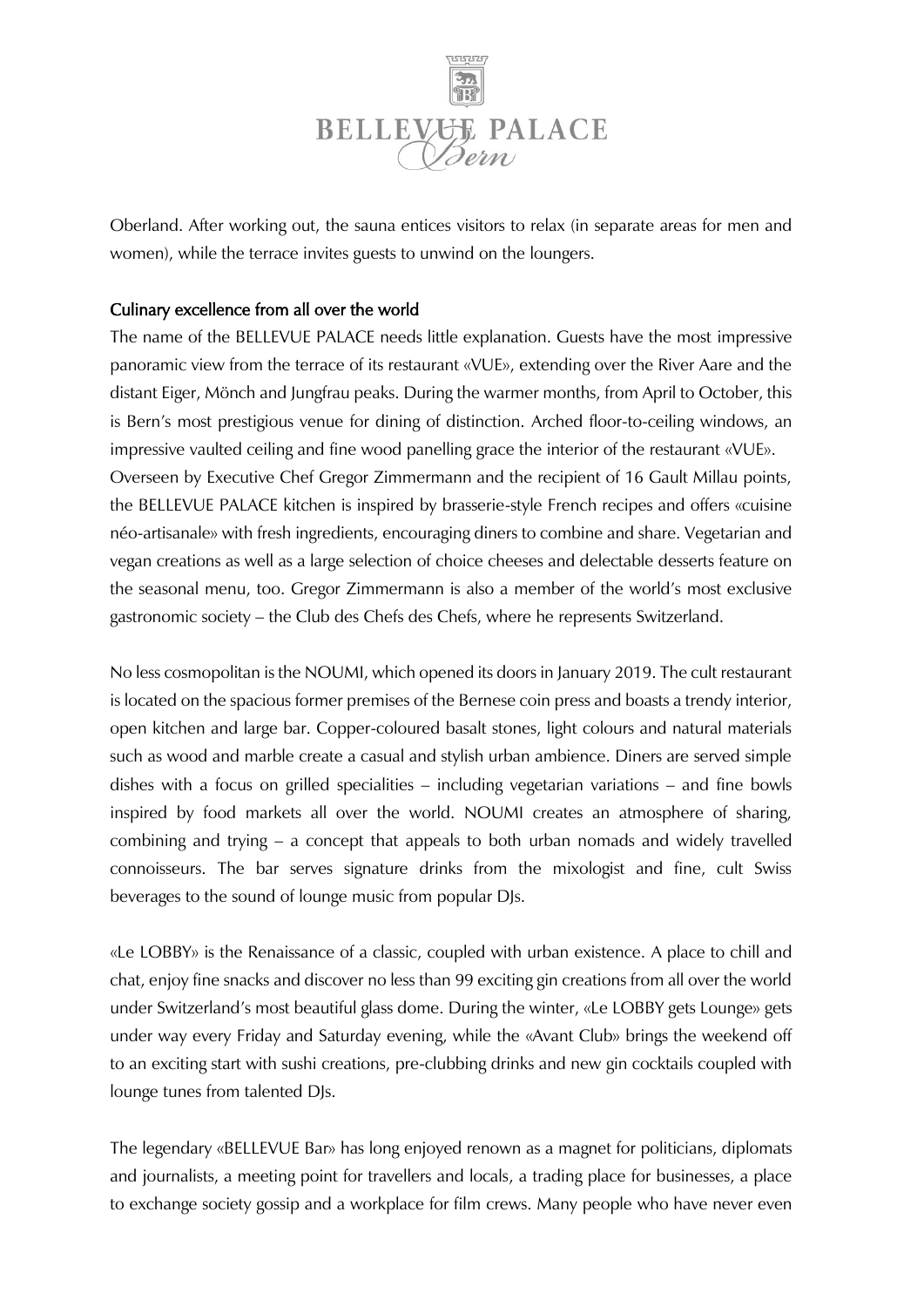Oberland. After working out, the sauna entices visitors to relax (in separate areas for men and women), while the terrace invites guests to unwind on the loungers.

## Culinary excellence from all over the world

The name of the BELLEVUE PALACE needs little explanation. Guests have the most impressive panoramic view from the terrace of its restaurant «VUE», extending over the River Aare and the distant Eiger, Mönch and Jungfrau peaks. During the warmer months, from April to October, this is Bern's most prestigious venue for dining of distinction. Arched floor-to-ceiling windows, an impressive vaulted ceiling and fine wood panelling grace the interior of the restaurant «VUE». Overseen by Executive Chef Gregor Zimmermann and the recipient of 16 Gault Millau points, the BELLEVUE PALACE kitchen is inspired by brasserie-style French recipes and offers «cuisine néo-artisanale» with fresh ingredients, encouraging diners to combine and share. Vegetarian and vegan creations as well as a large selection of choice cheeses and delectable desserts feature on the seasonal menu, too. Gregor Zimmermann is also a member of the world's most exclusive gastronomic society – the Club des Chefs des Chefs, where he represents Switzerland.

No less cosmopolitan is the NOUMI, which opened its doors in January 2019. The cult restaurant is located on the spacious former premises of the Bernese coin press and boasts a trendy interior, open kitchen and large bar. Copper-coloured basalt stones, light colours and natural materials such as wood and marble create a casual and stylish urban ambience. Diners are served simple dishes with a focus on grilled specialities – including vegetarian variations – and fine bowls inspired by food markets all over the world. NOUMI creates an atmosphere of sharing, combining and trying – a concept that appeals to both urban nomads and widely travelled connoisseurs. The bar serves signature drinks from the mixologist and fine, cult Swiss beverages to the sound of lounge music from popular DJs.

«Le LOBBY» is the Renaissance of a classic, coupled with urban existence. A place to chill and chat, enjoy fine snacks and discover no less than 99 exciting gin creations from all over the world under Switzerland's most beautiful glass dome. During the winter, «Le LOBBY gets Lounge» gets under way every Friday and Saturday evening, while the «Avant Club» brings the weekend off to an exciting start with sushi creations, pre-clubbing drinks and new gin cocktails coupled with lounge tunes from talented DJs.

The legendary «BELLEVUE Bar» has long enjoyed renown as a magnet for politicians, diplomats and journalists, a meeting point for travellers and locals, a trading place for businesses, a place to exchange society gossip and a workplace for film crews. Many people who have never even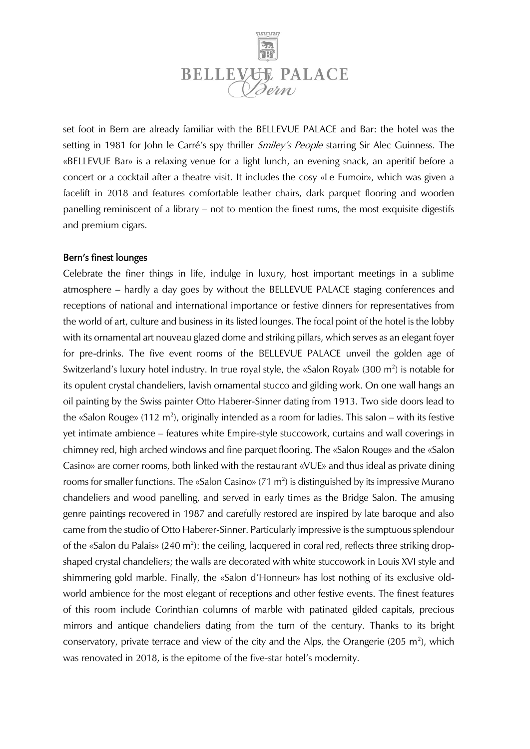set foot in Bern are already familiar with the BELLEVUE PALACE and Bar: the hotel was the setting in 1981 for John le Carré's spy thriller *Smiley's People* starring Sir Alec Guinness. The «BELLEVUE Bar» is a relaxing venue for a light lunch, an evening snack, an aperitif before a concert or a cocktail after a theatre visit. It includes the cosy «Le Fumoir», which was given a facelift in 2018 and features comfortable leather chairs, dark parquet flooring and wooden panelling reminiscent of a library – not to mention the finest rums, the most exquisite digestifs and premium cigars.

## Bern's finest lounges

Celebrate the finer things in life, indulge in luxury, host important meetings in a sublime atmosphere – hardly a day goes by without the BELLEVUE PALACE staging conferences and receptions of national and international importance or festive dinners for representatives from the world of art, culture and business in its listed lounges. The focal point of the hotel is the lobby with its ornamental art nouveau glazed dome and striking pillars, which serves as an elegant foyer for pre-drinks. The five event rooms of the BELLEVUE PALACE unveil the golden age of Switzerland's luxury hotel industry. In true royal style, the «Salon Royal» (300 m$^2$) is notable for its opulent crystal chandeliers, lavish ornamental stucco and gilding work. On one wall hangs an oil painting by the Swiss painter Otto Haberer-Sinner dating from 1913. Two side doors lead to the «Salon Rouge» (112 m$^2$), originally intended as a room for ladies. This salon – with its festive yet intimate ambience – features white Empire-style stuccowork, curtains and wall coverings in chimney red, high arched windows and fine parquet flooring. The «Salon Rouge» and the «Salon Casino» are corner rooms, both linked with the restaurant «VUE» and thus ideal as private dining rooms for smaller functions. The «Salon Casino» (71 m$^2$) is distinguished by its impressive Murano chandeliers and wood panelling, and served in early times as the Bridge Salon. The amusing genre paintings recovered in 1987 and carefully restored are inspired by late baroque and also came from the studio of Otto Haberer-Sinner. Particularly impressive is the sumptuous splendour of the «Salon du Palais» (240 m$^2$): the ceiling, lacquered in coral red, reflects three striking drop-shaped crystal chandeliers; the walls are decorated with white stuccowork in Louis XVI style and shimmering gold marble. Finally, the «Salon d'Honneur» has lost nothing of its exclusive old-world ambience for the most elegant of receptions and other festive events. The finest features of this room include Corinthian columns of marble with patinated gilded capitals, precious mirrors and antique chandeliers dating from the turn of the century. Thanks to its bright conservatory, private terrace and view of the city and the Alps, the Orangerie (205 m$^2$), which was renovated in 2018, is the epitome of the five-star hotel's modernity.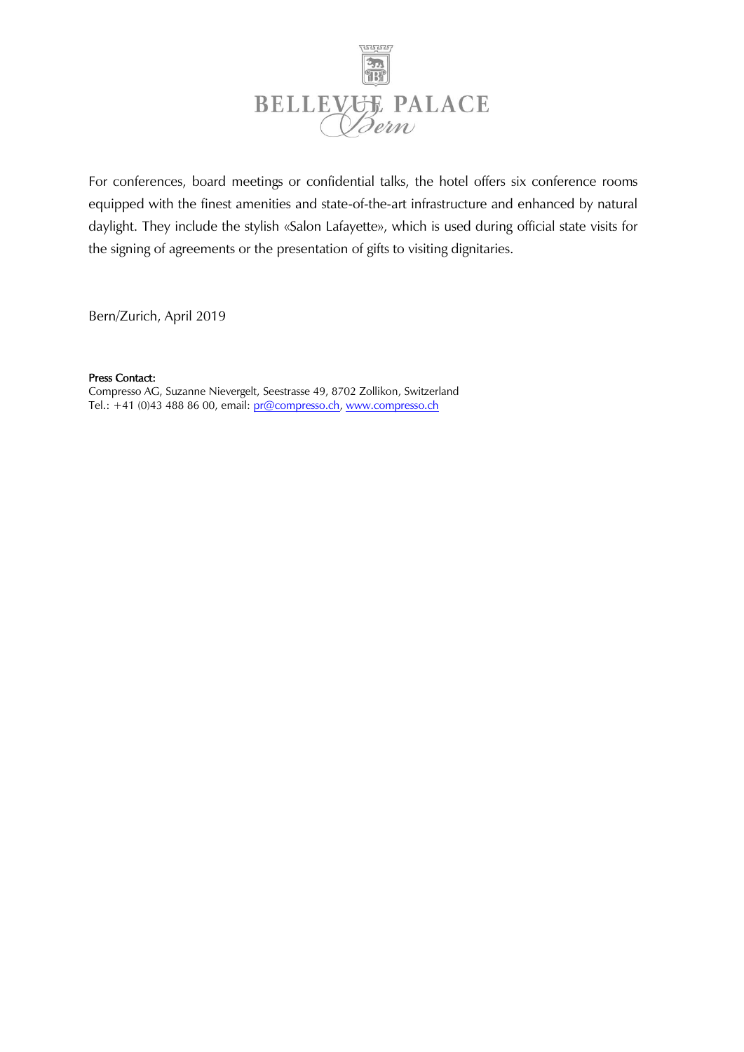For conferences, board meetings or confidential talks, the hotel offers six conference rooms equipped with the finest amenities and state-of-the-art infrastructure and enhanced by natural daylight. They include the stylish «Salon Lafayette», which is used during official state visits for the signing of agreements or the presentation of gifts to visiting dignitaries.

Bern/Zurich, April 2019

**Press Contact:**
Compresso AG, Suzanne Nievergelt, Seestrasse 49, 8702 Zollikon, Switzerland
Tel.: +41 (0)43 488 86 00, email: pr@compresso.ch, www.compresso.ch